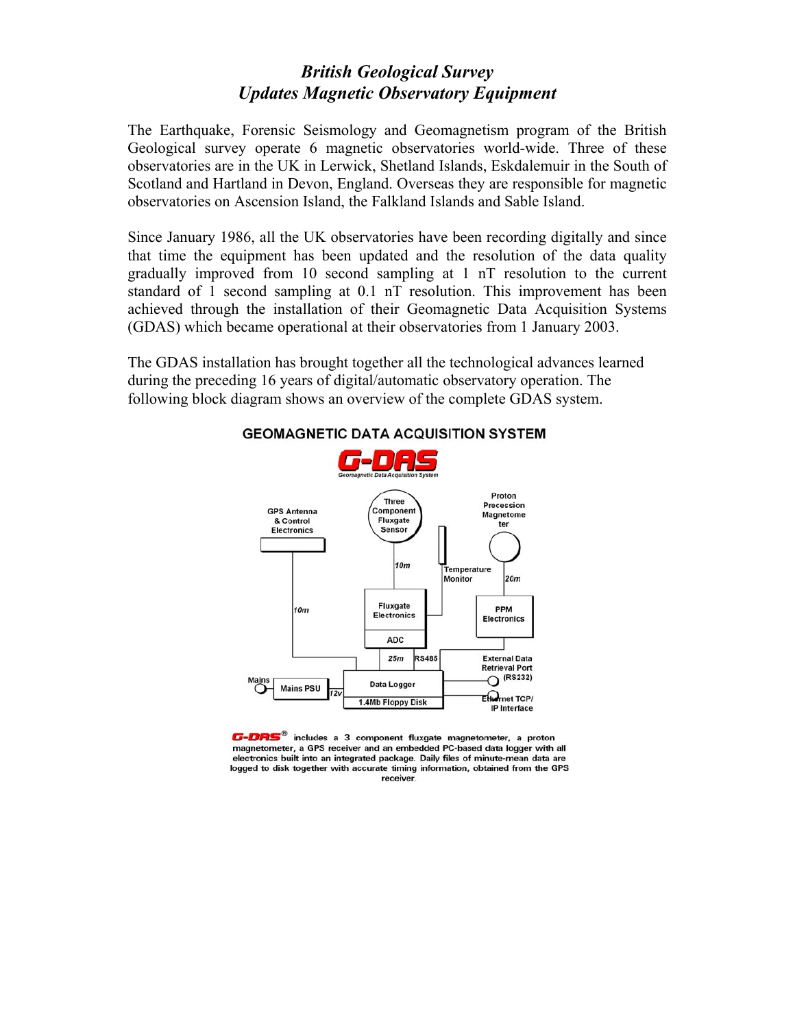# *British Geological Survey*
# *Updates Magnetic Observatory Equipment*

The Earthquake, Forensic Seismology and Geomagnetism program of the British Geological survey operate 6 magnetic observatories world-wide. Three of these observatories are in the UK in Lerwick, Shetland Islands, Eskdalemuir in the South of Scotland and Hartland in Devon, England. Overseas they are responsible for magnetic observatories on Ascension Island, the Falkland Islands and Sable Island.

Since January 1986, all the UK observatories have been recording digitally and since that time the equipment has been updated and the resolution of the data quality gradually improved from 10 second sampling at 1 nT resolution to the current standard of 1 second sampling at 0.1 nT resolution. This improvement has been achieved through the installation of their Geomagnetic Data Acquisition Systems (GDAS) which became operational at their observatories from 1 January 2003.

The GDAS installation has brought together all the technological advances learned during the preceding 16 years of digital/automatic observatory operation. The following block diagram shows an overview of the complete GDAS system.

GEOMAGNETIC DATA ACQUISITION SYSTEM

G-DAS

Geomagnetic Data Acquisition System

GPS Antenna & Control Electronics

Three Component Fluxgate Sensor

Proton Precession Magnetometer

10m

Temperature Monitor

20m

10m

Fluxgate Electronics

ADC

PPM Electronics

25m

RS485

External Data Retrieval Port (RS232)

Mains

Mains PSU

12v

Data Logger

1.4Mb Floppy Disk

Ethernet TCP/IP Interface

G-DAS® includes a 3 component fluxgate magnetometer, a proton magnetometer, a GPS receiver and an embedded PC-based data logger with all electronics built into an integrated package. Daily files of minute-mean data are logged to disk together with accurate timing information, obtained from the GPS receiver.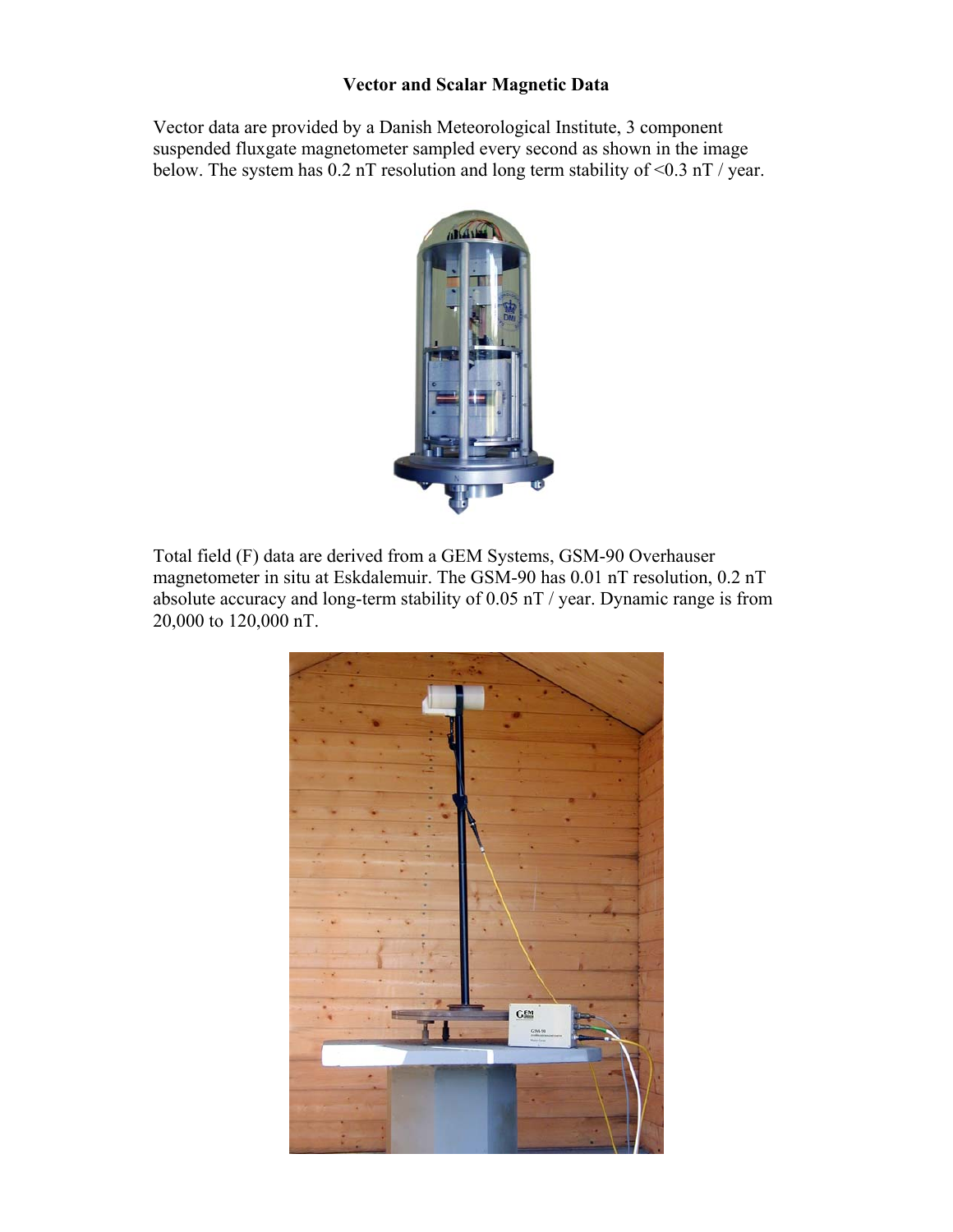**Vector and Scalar Magnetic Data**

Vector data are provided by a Danish Meteorological Institute, 3 component suspended fluxgate magnetometer sampled every second as shown in the image below. The system has 0.2 nT resolution and long term stability of <0.3 nT / year.

Total field (F) data are derived from a GEM Systems, GSM-90 Overhauser magnetometer in situ at Eskdalemuir. The GSM-90 has 0.01 nT resolution, 0.2 nT absolute accuracy and long-term stability of 0.05 nT / year. Dynamic range is from 20,000 to 120,000 nT.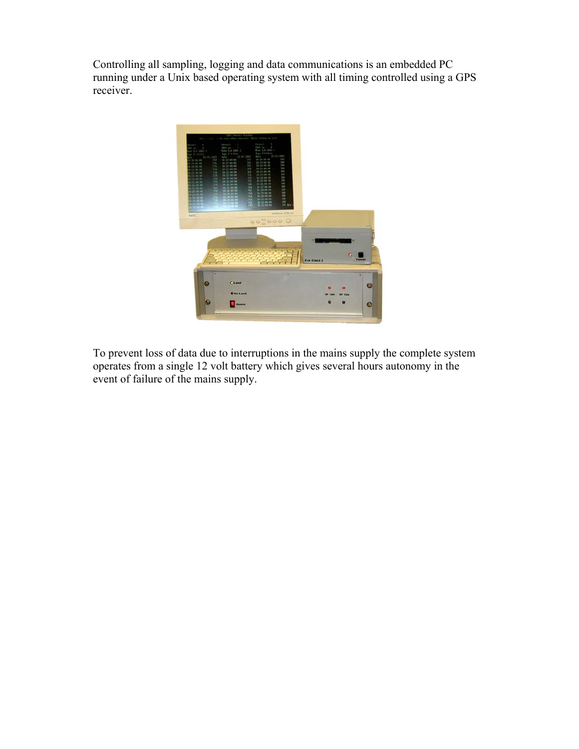Controlling all sampling, logging and data communications is an embedded PC running under a Unix based operating system with all timing controlled using a GPS receiver.

To prevent loss of data due to interruptions in the mains supply the complete system operates from a single 12 volt battery which gives several hours autonomy in the event of failure of the mains supply.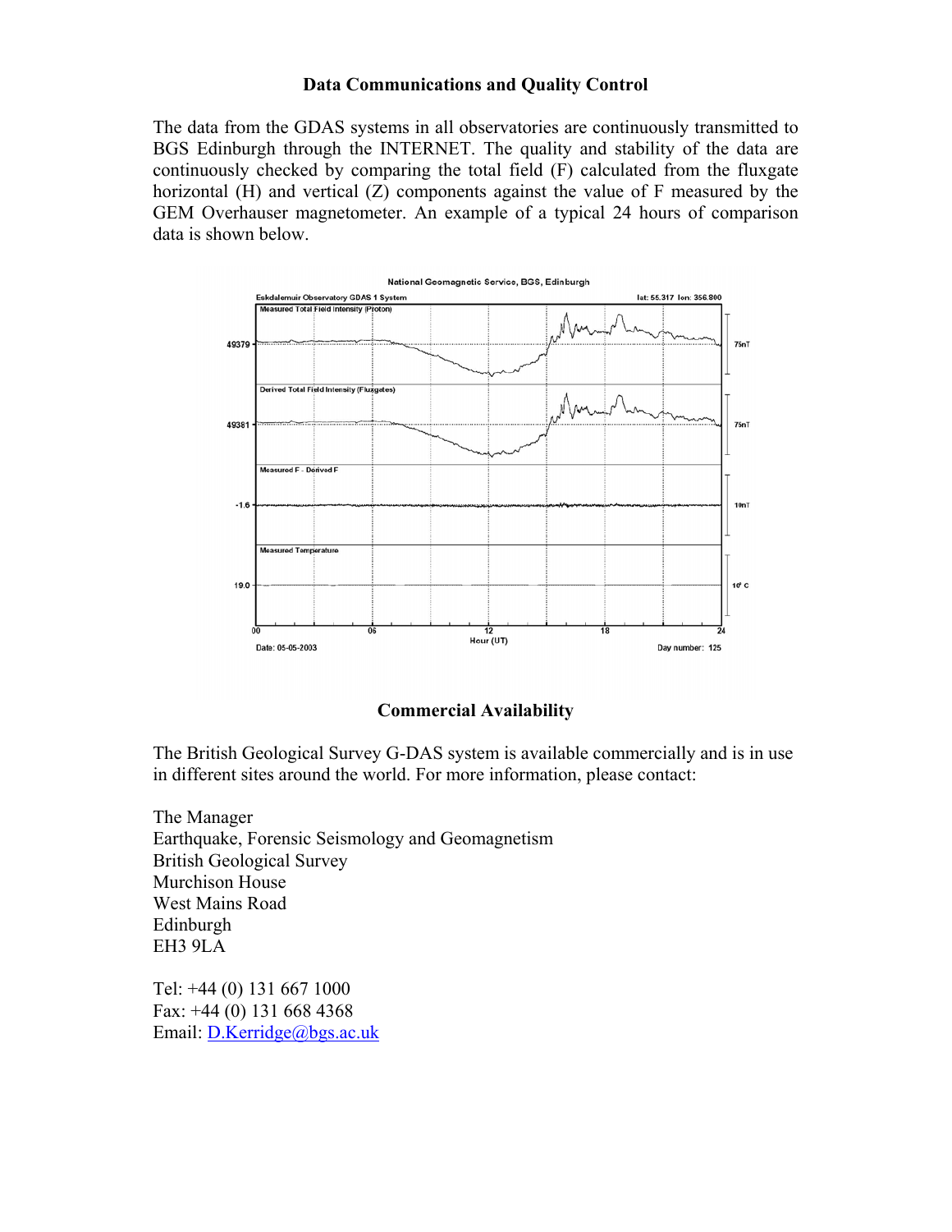## Data Communications and Quality Control

The data from the GDAS systems in all observatories are continuously transmitted to BGS Edinburgh through the INTERNET. The quality and stability of the data are continuously checked by comparing the total field (F) calculated from the fluxgate horizontal (H) and vertical (Z) components against the value of F measured by the GEM Overhauser magnetometer. An example of a typical 24 hours of comparison data is shown below.

National Geomagnetic Service, BGS, Edinburgh

Eskdalemuir Observatory GDAS 1 System

lat: 55.317 lon: 356.800

Measured Total Field Intensity (Proton)

49379

75nT

Derived Total Field Intensity (Fluxgates)

49381

75nT

Measured F - Derived F

-1.6

10nT

Measured Temperature

19.0

10° C

00 06 12 18 24

Hour (UT)

Date: 05-05-2003

Day number: 125

## Commercial Availability

The British Geological Survey G-DAS system is available commercially and is in use in different sites around the world. For more information, please contact:

The Manager
Earthquake, Forensic Seismology and Geomagnetism
British Geological Survey
Murchison House
West Mains Road
Edinburgh
EH3 9LA

Tel: +44 (0) 131 667 1000
Fax: +44 (0) 131 668 4368
Email: D.Kerridge@bgs.ac.uk